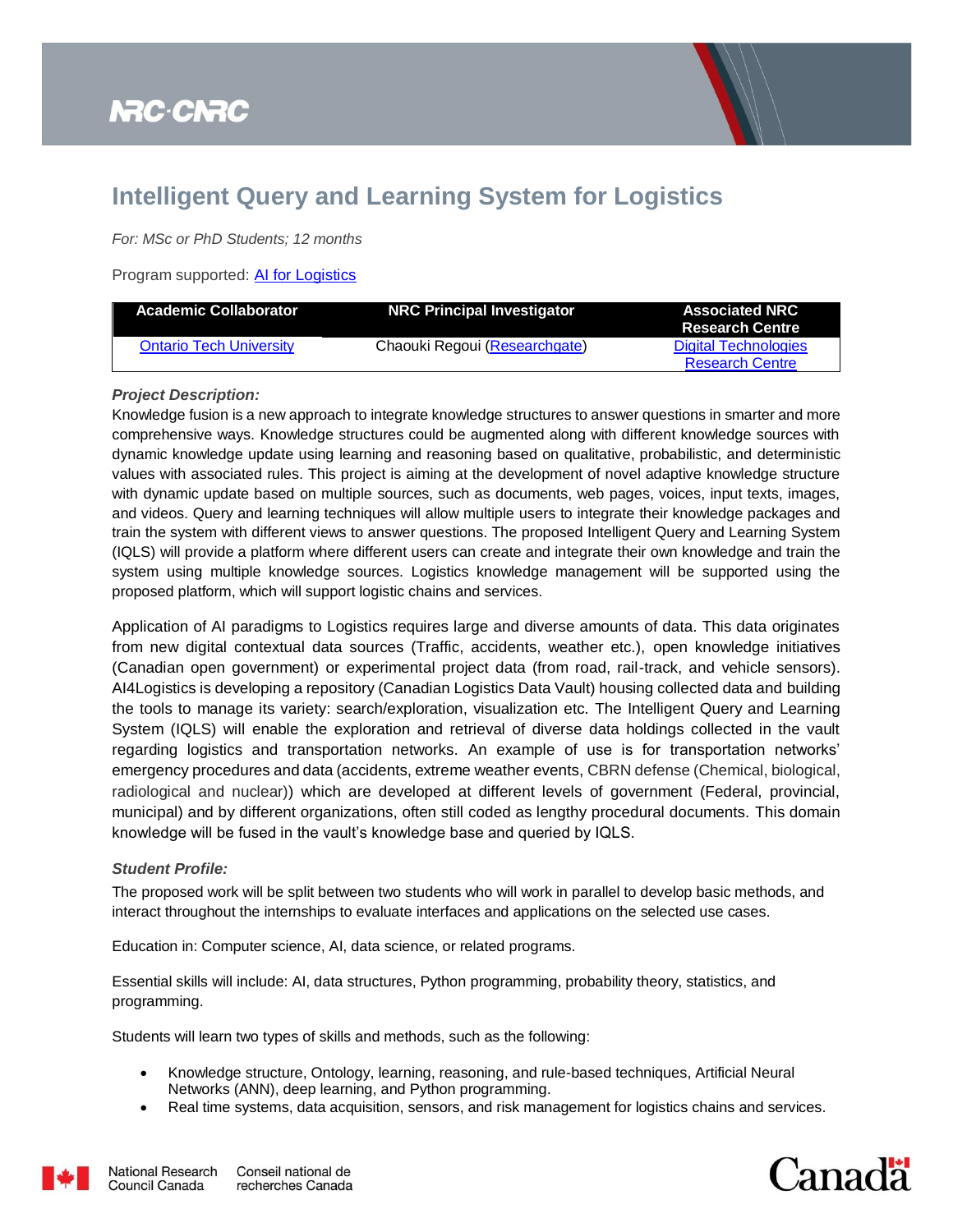# Intelligent Query and Learning System for Logistics

*For: MSc or PhD Students; 12 months*

Program supported: AI for Logistics

| Academic Collaborator | NRC Principal Investigator | Associated NRC Research Centre |
|---|---|---|
| Ontario Tech University | Chaouki Regoui (Researchgate) | Digital Technologies Research Centre |

***Project Description:***

Knowledge fusion is a new approach to integrate knowledge structures to answer questions in smarter and more comprehensive ways. Knowledge structures could be augmented along with different knowledge sources with dynamic knowledge update using learning and reasoning based on qualitative, probabilistic, and deterministic values with associated rules. This project is aiming at the development of novel adaptive knowledge structure with dynamic update based on multiple sources, such as documents, web pages, voices, input texts, images, and videos. Query and learning techniques will allow multiple users to integrate their knowledge packages and train the system with different views to answer questions. The proposed Intelligent Query and Learning System (IQLS) will provide a platform where different users can create and integrate their own knowledge and train the system using multiple knowledge sources. Logistics knowledge management will be supported using the proposed platform, which will support logistic chains and services.

Application of AI paradigms to Logistics requires large and diverse amounts of data. This data originates from new digital contextual data sources (Traffic, accidents, weather etc.), open knowledge initiatives (Canadian open government) or experimental project data (from road, rail-track, and vehicle sensors). AI4Logistics is developing a repository (Canadian Logistics Data Vault) housing collected data and building the tools to manage its variety: search/exploration, visualization etc. The Intelligent Query and Learning System (IQLS) will enable the exploration and retrieval of diverse data holdings collected in the vault regarding logistics and transportation networks. An example of use is for transportation networks' emergency procedures and data (accidents, extreme weather events, CBRN defense (Chemical, biological, radiological and nuclear)) which are developed at different levels of government (Federal, provincial, municipal) and by different organizations, often still coded as lengthy procedural documents. This domain knowledge will be fused in the vault's knowledge base and queried by IQLS.

***Student Profile:***

The proposed work will be split between two students who will work in parallel to develop basic methods, and interact throughout the internships to evaluate interfaces and applications on the selected use cases.

Education in: Computer science, AI, data science, or related programs.

Essential skills will include: AI, data structures, Python programming, probability theory, statistics, and programming.

Students will learn two types of skills and methods, such as the following:

- Knowledge structure, Ontology, learning, reasoning, and rule-based techniques, Artificial Neural Networks (ANN), deep learning, and Python programming.
- Real time systems, data acquisition, sensors, and risk management for logistics chains and services.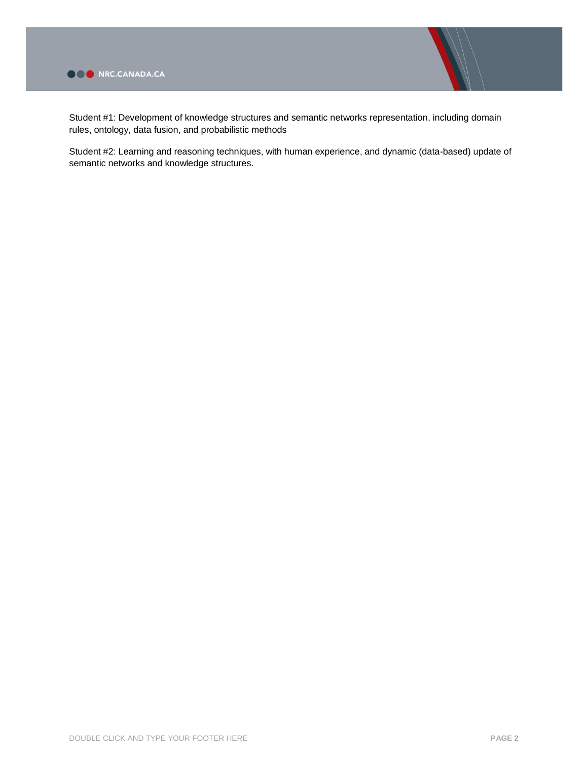Student #1: Development of knowledge structures and semantic networks representation, including domain rules, ontology, data fusion, and probabilistic methods

Student #2: Learning and reasoning techniques, with human experience, and dynamic (data-based) update of semantic networks and knowledge structures.